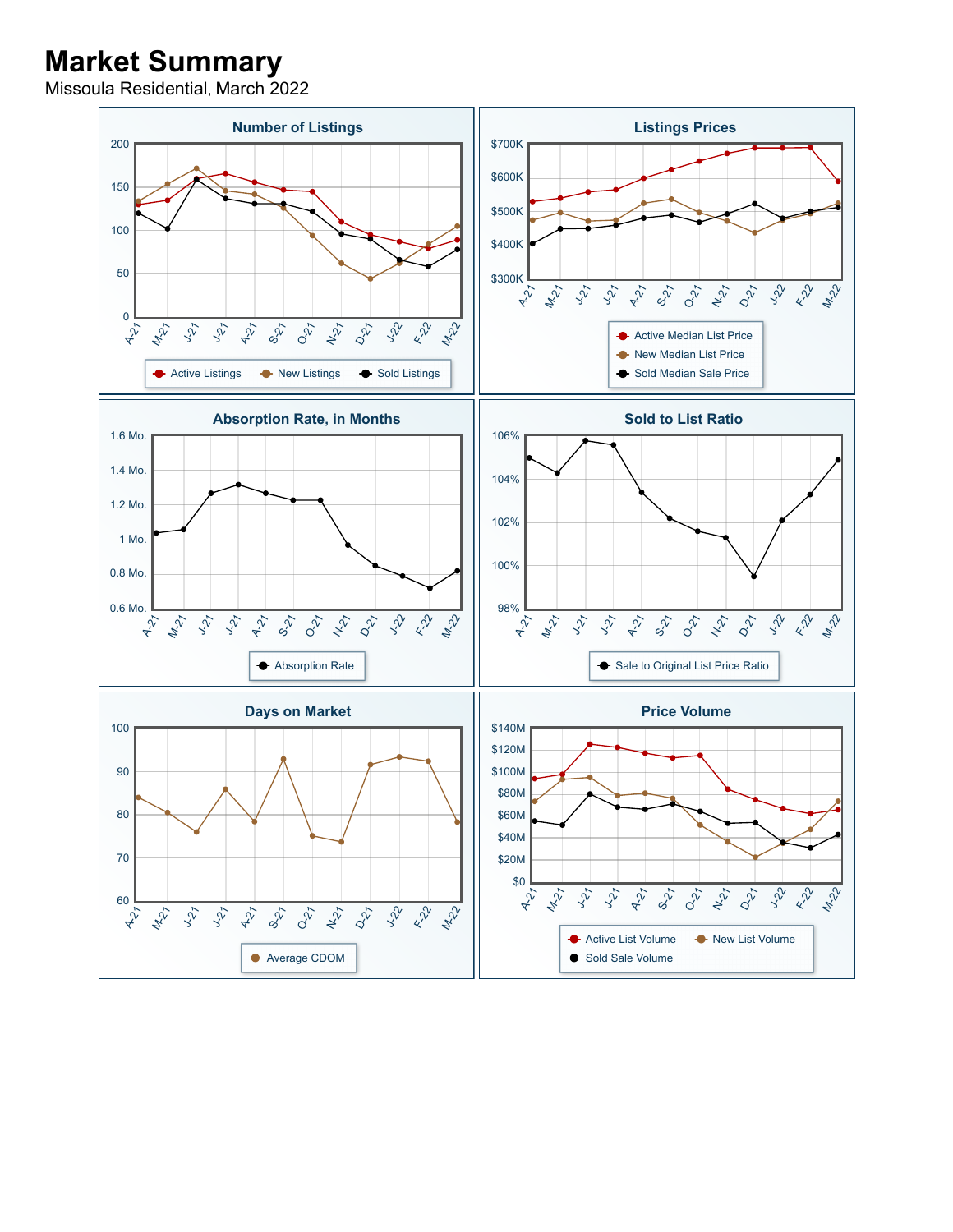# Market Summary

Missoula Residential, March 2022

### Number of Listings

Active Listings · New Listings · Sold Listings

### Listings Prices

Active Median List Price · New Median List Price · Sold Median Sale Price

### Absorption Rate, in Months

Absorption Rate

### Sold to List Ratio

Sale to Original List Price Ratio

### Days on Market

Average CDOM

### Price Volume

Active List Volume · New List Volume · Sold Sale Volume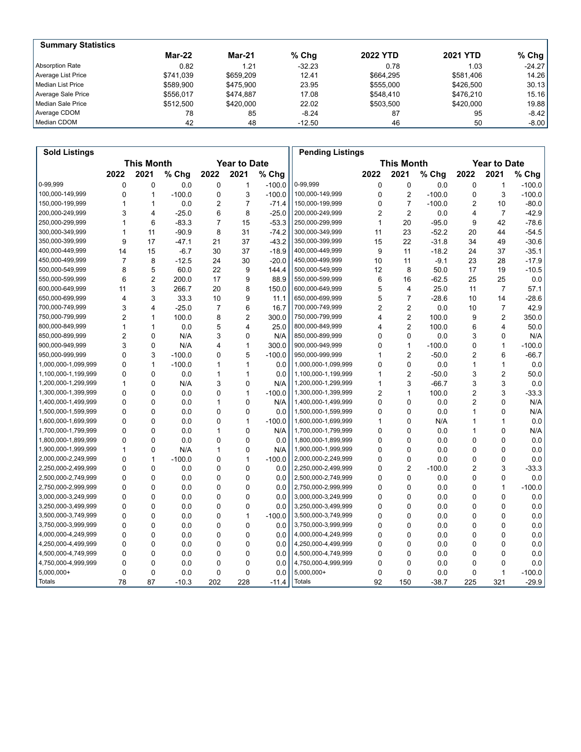## Summary Statistics

| | Mar-22 | Mar-21 | % Chg | 2022 YTD | 2021 YTD | % Chg |
|---|---|---|---|---|---|---|
| Absorption Rate | 0.82 | 1.21 | -32.23 | 0.78 | 1.03 | -24.27 |
| Average List Price | $741,039 | $659,209 | 12.41 | $664,295 | $581,406 | 14.26 |
| Median List Price | $589,900 | $475,900 | 23.95 | $555,000 | $426,500 | 30.13 |
| Average Sale Price | $556,017 | $474,887 | 17.08 | $548,410 | $476,210 | 15.16 |
| Median Sale Price | $512,500 | $420,000 | 22.02 | $503,500 | $420,000 | 19.88 |
| Average CDOM | 78 | 85 | -8.24 | 87 | 95 | -8.42 |
| Median CDOM | 42 | 48 | -12.50 | 46 | 50 | -8.00 |

## Sold Listings

| | This Month | | | Year to Date | | |
|---|---|---|---|---|---|---|
| | 2022 | 2021 | % Chg | 2022 | 2021 | % Chg |
| 0-99,999 | 0 | 0 | 0.0 | 0 | 1 | -100.0 |
| 100,000-149,999 | 0 | 1 | -100.0 | 0 | 3 | -100.0 |
| 150,000-199,999 | 1 | 1 | 0.0 | 2 | 7 | -71.4 |
| 200,000-249,999 | 3 | 4 | -25.0 | 6 | 8 | -25.0 |
| 250,000-299,999 | 1 | 6 | -83.3 | 7 | 15 | -53.3 |
| 300,000-349,999 | 1 | 11 | -90.9 | 8 | 31 | -74.2 |
| 350,000-399,999 | 9 | 17 | -47.1 | 21 | 37 | -43.2 |
| 400,000-449,999 | 14 | 15 | -6.7 | 30 | 37 | -18.9 |
| 450,000-499,999 | 7 | 8 | -12.5 | 24 | 30 | -20.0 |
| 500,000-549,999 | 8 | 5 | 60.0 | 22 | 9 | 144.4 |
| 550,000-599,999 | 6 | 2 | 200.0 | 17 | 9 | 88.9 |
| 600,000-649,999 | 11 | 3 | 266.7 | 20 | 8 | 150.0 |
| 650,000-699,999 | 4 | 3 | 33.3 | 10 | 9 | 11.1 |
| 700,000-749,999 | 3 | 4 | -25.0 | 7 | 6 | 16.7 |
| 750,000-799,999 | 2 | 1 | 100.0 | 8 | 2 | 300.0 |
| 800,000-849,999 | 1 | 1 | 0.0 | 5 | 4 | 25.0 |
| 850,000-899,999 | 2 | 0 | N/A | 3 | 0 | N/A |
| 900,000-949,999 | 3 | 0 | N/A | 4 | 1 | 300.0 |
| 950,000-999,999 | 0 | 3 | -100.0 | 0 | 5 | -100.0 |
| 1,000,000-1,099,999 | 0 | 1 | -100.0 | 1 | 1 | 0.0 |
| 1,100,000-1,199,999 | 0 | 0 | 0.0 | 1 | 1 | 0.0 |
| 1,200,000-1,299,999 | 1 | 0 | N/A | 3 | 0 | N/A |
| 1,300,000-1,399,999 | 0 | 0 | 0.0 | 0 | 1 | -100.0 |
| 1,400,000-1,499,999 | 0 | 0 | 0.0 | 1 | 0 | N/A |
| 1,500,000-1,599,999 | 0 | 0 | 0.0 | 0 | 0 | 0.0 |
| 1,600,000-1,699,999 | 0 | 0 | 0.0 | 0 | 1 | -100.0 |
| 1,700,000-1,799,999 | 0 | 0 | 0.0 | 1 | 0 | N/A |
| 1,800,000-1,899,999 | 0 | 0 | 0.0 | 0 | 0 | 0.0 |
| 1,900,000-1,999,999 | 1 | 0 | N/A | 1 | 0 | N/A |
| 2,000,000-2,249,999 | 0 | 1 | -100.0 | 0 | 1 | -100.0 |
| 2,250,000-2,499,999 | 0 | 0 | 0.0 | 0 | 0 | 0.0 |
| 2,500,000-2,749,999 | 0 | 0 | 0.0 | 0 | 0 | 0.0 |
| 2,750,000-2,999,999 | 0 | 0 | 0.0 | 0 | 0 | 0.0 |
| 3,000,000-3,249,999 | 0 | 0 | 0.0 | 0 | 0 | 0.0 |
| 3,250,000-3,499,999 | 0 | 0 | 0.0 | 0 | 0 | 0.0 |
| 3,500,000-3,749,999 | 0 | 0 | 0.0 | 0 | 1 | -100.0 |
| 3,750,000-3,999,999 | 0 | 0 | 0.0 | 0 | 0 | 0.0 |
| 4,000,000-4,249,999 | 0 | 0 | 0.0 | 0 | 0 | 0.0 |
| 4,250,000-4,499,999 | 0 | 0 | 0.0 | 0 | 0 | 0.0 |
| 4,500,000-4,749,999 | 0 | 0 | 0.0 | 0 | 0 | 0.0 |
| 4,750,000-4,999,999 | 0 | 0 | 0.0 | 0 | 0 | 0.0 |
| 5,000,000+ | 0 | 0 | 0.0 | 0 | 0 | 0.0 |
| Totals | 78 | 87 | -10.3 | 202 | 228 | -11.4 |

## Pending Listings

| | This Month | | | Year to Date | | |
|---|---|---|---|---|---|---|
| | 2022 | 2021 | % Chg | 2022 | 2021 | % Chg |
| 0-99,999 | 0 | 0 | 0.0 | 0 | 1 | -100.0 |
| 100,000-149,999 | 0 | 2 | -100.0 | 0 | 3 | -100.0 |
| 150,000-199,999 | 0 | 7 | -100.0 | 2 | 10 | -80.0 |
| 200,000-249,999 | 2 | 2 | 0.0 | 4 | 7 | -42.9 |
| 250,000-299,999 | 1 | 20 | -95.0 | 9 | 42 | -78.6 |
| 300,000-349,999 | 11 | 23 | -52.2 | 20 | 44 | -54.5 |
| 350,000-399,999 | 15 | 22 | -31.8 | 34 | 49 | -30.6 |
| 400,000-449,999 | 9 | 11 | -18.2 | 24 | 37 | -35.1 |
| 450,000-499,999 | 10 | 11 | -9.1 | 23 | 28 | -17.9 |
| 500,000-549,999 | 12 | 8 | 50.0 | 17 | 19 | -10.5 |
| 550,000-599,999 | 6 | 16 | -62.5 | 25 | 25 | 0.0 |
| 600,000-649,999 | 5 | 4 | 25.0 | 11 | 7 | 57.1 |
| 650,000-699,999 | 5 | 7 | -28.6 | 10 | 14 | -28.6 |
| 700,000-749,999 | 2 | 2 | 0.0 | 10 | 7 | 42.9 |
| 750,000-799,999 | 4 | 2 | 100.0 | 9 | 2 | 350.0 |
| 800,000-849,999 | 4 | 2 | 100.0 | 6 | 4 | 50.0 |
| 850,000-899,999 | 0 | 0 | 0.0 | 3 | 0 | N/A |
| 900,000-949,999 | 0 | 1 | -100.0 | 0 | 1 | -100.0 |
| 950,000-999,999 | 1 | 2 | -50.0 | 2 | 6 | -66.7 |
| 1,000,000-1,099,999 | 0 | 0 | 0.0 | 1 | 1 | 0.0 |
| 1,100,000-1,199,999 | 1 | 2 | -50.0 | 3 | 2 | 50.0 |
| 1,200,000-1,299,999 | 1 | 3 | -66.7 | 3 | 3 | 0.0 |
| 1,300,000-1,399,999 | 2 | 1 | 100.0 | 2 | 3 | -33.3 |
| 1,400,000-1,499,999 | 0 | 0 | 0.0 | 2 | 0 | N/A |
| 1,500,000-1,599,999 | 0 | 0 | 0.0 | 1 | 0 | N/A |
| 1,600,000-1,699,999 | 1 | 0 | N/A | 1 | 1 | 0.0 |
| 1,700,000-1,799,999 | 0 | 0 | 0.0 | 1 | 0 | N/A |
| 1,800,000-1,899,999 | 0 | 0 | 0.0 | 0 | 0 | 0.0 |
| 1,900,000-1,999,999 | 0 | 0 | 0.0 | 0 | 0 | 0.0 |
| 2,000,000-2,249,999 | 0 | 0 | 0.0 | 0 | 0 | 0.0 |
| 2,250,000-2,499,999 | 0 | 2 | -100.0 | 2 | 3 | -33.3 |
| 2,500,000-2,749,999 | 0 | 0 | 0.0 | 0 | 0 | 0.0 |
| 2,750,000-2,999,999 | 0 | 0 | 0.0 | 0 | 1 | -100.0 |
| 3,000,000-3,249,999 | 0 | 0 | 0.0 | 0 | 0 | 0.0 |
| 3,250,000-3,499,999 | 0 | 0 | 0.0 | 0 | 0 | 0.0 |
| 3,500,000-3,749,999 | 0 | 0 | 0.0 | 0 | 0 | 0.0 |
| 3,750,000-3,999,999 | 0 | 0 | 0.0 | 0 | 0 | 0.0 |
| 4,000,000-4,249,999 | 0 | 0 | 0.0 | 0 | 0 | 0.0 |
| 4,250,000-4,499,999 | 0 | 0 | 0.0 | 0 | 0 | 0.0 |
| 4,500,000-4,749,999 | 0 | 0 | 0.0 | 0 | 0 | 0.0 |
| 4,750,000-4,999,999 | 0 | 0 | 0.0 | 0 | 0 | 0.0 |
| 5,000,000+ | 0 | 0 | 0.0 | 0 | 1 | -100.0 |
| Totals | 92 | 150 | -38.7 | 225 | 321 | -29.9 |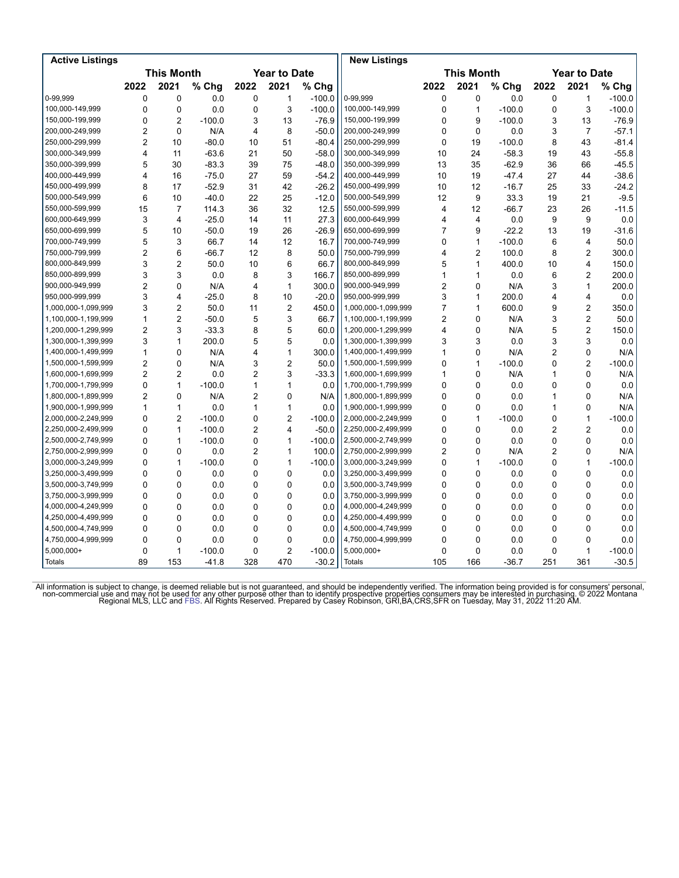**Active Listings**

| | This Month | | | Year to Date | | |
|---|---|---|---|---|---|---|
| | 2022 | 2021 | % Chg | 2022 | 2021 | % Chg |
| 0-99,999 | 0 | 0 | 0.0 | 0 | 1 | -100.0 |
| 100,000-149,999 | 0 | 0 | 0.0 | 0 | 3 | -100.0 |
| 150,000-199,999 | 0 | 2 | -100.0 | 3 | 13 | -76.9 |
| 200,000-249,999 | 2 | 0 | N/A | 4 | 8 | -50.0 |
| 250,000-299,999 | 2 | 10 | -80.0 | 10 | 51 | -80.4 |
| 300,000-349,999 | 4 | 11 | -63.6 | 21 | 50 | -58.0 |
| 350,000-399,999 | 5 | 30 | -83.3 | 39 | 75 | -48.0 |
| 400,000-449,999 | 4 | 16 | -75.0 | 27 | 59 | -54.2 |
| 450,000-499,999 | 8 | 17 | -52.9 | 31 | 42 | -26.2 |
| 500,000-549,999 | 6 | 10 | -40.0 | 22 | 25 | -12.0 |
| 550,000-599,999 | 15 | 7 | 114.3 | 36 | 32 | 12.5 |
| 600,000-649,999 | 3 | 4 | -25.0 | 14 | 11 | 27.3 |
| 650,000-699,999 | 5 | 10 | -50.0 | 19 | 26 | -26.9 |
| 700,000-749,999 | 5 | 3 | 66.7 | 14 | 12 | 16.7 |
| 750,000-799,999 | 2 | 6 | -66.7 | 12 | 8 | 50.0 |
| 800,000-849,999 | 3 | 2 | 50.0 | 10 | 6 | 66.7 |
| 850,000-899,999 | 3 | 3 | 0.0 | 8 | 3 | 166.7 |
| 900,000-949,999 | 2 | 0 | N/A | 4 | 1 | 300.0 |
| 950,000-999,999 | 3 | 4 | -25.0 | 8 | 10 | -20.0 |
| 1,000,000-1,099,999 | 3 | 2 | 50.0 | 11 | 2 | 450.0 |
| 1,100,000-1,199,999 | 1 | 2 | -50.0 | 5 | 3 | 66.7 |
| 1,200,000-1,299,999 | 2 | 3 | -33.3 | 8 | 5 | 60.0 |
| 1,300,000-1,399,999 | 3 | 1 | 200.0 | 5 | 5 | 0.0 |
| 1,400,000-1,499,999 | 1 | 0 | N/A | 4 | 1 | 300.0 |
| 1,500,000-1,599,999 | 2 | 0 | N/A | 3 | 2 | 50.0 |
| 1,600,000-1,699,999 | 2 | 2 | 0.0 | 2 | 3 | -33.3 |
| 1,700,000-1,799,999 | 0 | 1 | -100.0 | 1 | 1 | 0.0 |
| 1,800,000-1,899,999 | 2 | 0 | N/A | 2 | 0 | N/A |
| 1,900,000-1,999,999 | 1 | 1 | 0.0 | 1 | 1 | 0.0 |
| 2,000,000-2,249,999 | 0 | 2 | -100.0 | 0 | 2 | -100.0 |
| 2,250,000-2,499,999 | 0 | 1 | -100.0 | 2 | 4 | -50.0 |
| 2,500,000-2,749,999 | 0 | 1 | -100.0 | 0 | 1 | -100.0 |
| 2,750,000-2,999,999 | 0 | 0 | 0.0 | 2 | 1 | 100.0 |
| 3,000,000-3,249,999 | 0 | 1 | -100.0 | 0 | 1 | -100.0 |
| 3,250,000-3,499,999 | 0 | 0 | 0.0 | 0 | 0 | 0.0 |
| 3,500,000-3,749,999 | 0 | 0 | 0.0 | 0 | 0 | 0.0 |
| 3,750,000-3,999,999 | 0 | 0 | 0.0 | 0 | 0 | 0.0 |
| 4,000,000-4,249,999 | 0 | 0 | 0.0 | 0 | 0 | 0.0 |
| 4,250,000-4,499,999 | 0 | 0 | 0.0 | 0 | 0 | 0.0 |
| 4,500,000-4,749,999 | 0 | 0 | 0.0 | 0 | 0 | 0.0 |
| 4,750,000-4,999,999 | 0 | 0 | 0.0 | 0 | 0 | 0.0 |
| 5,000,000+ | 0 | 1 | -100.0 | 0 | 2 | -100.0 |
| Totals | 89 | 153 | -41.8 | 328 | 470 | -30.2 |

**New Listings**

| | This Month | | | Year to Date | | |
|---|---|---|---|---|---|---|
| | 2022 | 2021 | % Chg | 2022 | 2021 | % Chg |
| 0-99,999 | 0 | 0 | 0.0 | 0 | 1 | -100.0 |
| 100,000-149,999 | 0 | 1 | -100.0 | 0 | 3 | -100.0 |
| 150,000-199,999 | 0 | 9 | -100.0 | 3 | 13 | -76.9 |
| 200,000-249,999 | 0 | 0 | 0.0 | 3 | 7 | -57.1 |
| 250,000-299,999 | 0 | 19 | -100.0 | 8 | 43 | -81.4 |
| 300,000-349,999 | 10 | 24 | -58.3 | 19 | 43 | -55.8 |
| 350,000-399,999 | 13 | 35 | -62.9 | 36 | 66 | -45.5 |
| 400,000-449,999 | 10 | 19 | -47.4 | 27 | 44 | -38.6 |
| 450,000-499,999 | 10 | 12 | -16.7 | 25 | 33 | -24.2 |
| 500,000-549,999 | 12 | 9 | 33.3 | 19 | 21 | -9.5 |
| 550,000-599,999 | 4 | 12 | -66.7 | 23 | 26 | -11.5 |
| 600,000-649,999 | 4 | 4 | 0.0 | 9 | 9 | 0.0 |
| 650,000-699,999 | 7 | 9 | -22.2 | 13 | 19 | -31.6 |
| 700,000-749,999 | 0 | 1 | -100.0 | 6 | 4 | 50.0 |
| 750,000-799,999 | 4 | 2 | 100.0 | 8 | 2 | 300.0 |
| 800,000-849,999 | 5 | 1 | 400.0 | 10 | 4 | 150.0 |
| 850,000-899,999 | 1 | 1 | 0.0 | 6 | 2 | 200.0 |
| 900,000-949,999 | 2 | 0 | N/A | 3 | 1 | 200.0 |
| 950,000-999,999 | 3 | 1 | 200.0 | 4 | 4 | 0.0 |
| 1,000,000-1,099,999 | 7 | 1 | 600.0 | 9 | 2 | 350.0 |
| 1,100,000-1,199,999 | 2 | 0 | N/A | 3 | 2 | 50.0 |
| 1,200,000-1,299,999 | 4 | 0 | N/A | 5 | 2 | 150.0 |
| 1,300,000-1,399,999 | 3 | 3 | 0.0 | 3 | 3 | 0.0 |
| 1,400,000-1,499,999 | 1 | 0 | N/A | 2 | 0 | N/A |
| 1,500,000-1,599,999 | 0 | 1 | -100.0 | 0 | 2 | -100.0 |
| 1,600,000-1,699,999 | 1 | 0 | N/A | 1 | 0 | N/A |
| 1,700,000-1,799,999 | 0 | 0 | 0.0 | 0 | 0 | 0.0 |
| 1,800,000-1,899,999 | 0 | 0 | 0.0 | 1 | 0 | N/A |
| 1,900,000-1,999,999 | 0 | 0 | 0.0 | 1 | 0 | N/A |
| 2,000,000-2,249,999 | 0 | 1 | -100.0 | 0 | 1 | -100.0 |
| 2,250,000-2,499,999 | 0 | 0 | 0.0 | 2 | 2 | 0.0 |
| 2,500,000-2,749,999 | 0 | 0 | 0.0 | 0 | 0 | 0.0 |
| 2,750,000-2,999,999 | 2 | 0 | N/A | 2 | 0 | N/A |
| 3,000,000-3,249,999 | 0 | 1 | -100.0 | 0 | 1 | -100.0 |
| 3,250,000-3,499,999 | 0 | 0 | 0.0 | 0 | 0 | 0.0 |
| 3,500,000-3,749,999 | 0 | 0 | 0.0 | 0 | 0 | 0.0 |
| 3,750,000-3,999,999 | 0 | 0 | 0.0 | 0 | 0 | 0.0 |
| 4,000,000-4,249,999 | 0 | 0 | 0.0 | 0 | 0 | 0.0 |
| 4,250,000-4,499,999 | 0 | 0 | 0.0 | 0 | 0 | 0.0 |
| 4,500,000-4,749,999 | 0 | 0 | 0.0 | 0 | 0 | 0.0 |
| 4,750,000-4,999,999 | 0 | 0 | 0.0 | 0 | 0 | 0.0 |
| 5,000,000+ | 0 | 0 | 0.0 | 0 | 1 | -100.0 |
| Totals | 105 | 166 | -36.7 | 251 | 361 | -30.5 |

All information is subject to change, is deemed reliable but is not guaranteed, and should be independently verified. The information being provided is for consumers' personal, non-commercial use and may not be used for any other purpose other than to identify prospective properties consumers may be interested in purchasing. © 2022 Montana Regional MLS, LLC and FBS. All Rights Reserved. Prepared by Casey Robinson, GRI,BA,CRS,SFR on Tuesday, May 31, 2022 11:20 AM.